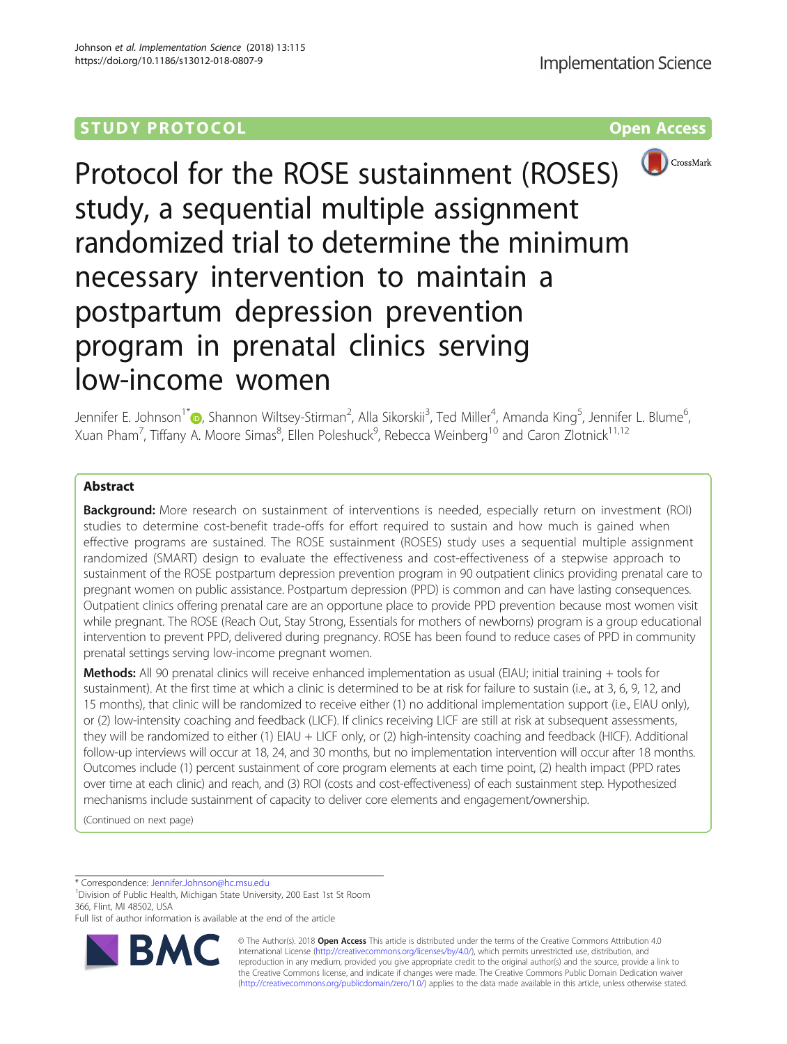STUDY PROTOCOL

Open Access

# Protocol for the ROSE sustainment (ROSES) study, a sequential multiple assignment randomized trial to determine the minimum necessary intervention to maintain a postpartum depression prevention program in prenatal clinics serving low-income women

Jennifer E. Johnson[1*], Shannon Wiltsey-Stirman[2], Alla Sikorskii[3], Ted Miller[4], Amanda King[5], Jennifer L. Blume[6], Xuan Pham[7], Tiffany A. Moore Simas[8], Ellen Poleshuck[9], Rebecca Weinberg[10] and Caron Zlotnick[11,12]

## Abstract

**Background:** More research on sustainment of interventions is needed, especially return on investment (ROI) studies to determine cost-benefit trade-offs for effort required to sustain and how much is gained when effective programs are sustained. The ROSE sustainment (ROSES) study uses a sequential multiple assignment randomized (SMART) design to evaluate the effectiveness and cost-effectiveness of a stepwise approach to sustainment of the ROSE postpartum depression prevention program in 90 outpatient clinics providing prenatal care to pregnant women on public assistance. Postpartum depression (PPD) is common and can have lasting consequences. Outpatient clinics offering prenatal care are an opportune place to provide PPD prevention because most women visit while pregnant. The ROSE (Reach Out, Stay Strong, Essentials for mothers of newborns) program is a group educational intervention to prevent PPD, delivered during pregnancy. ROSE has been found to reduce cases of PPD in community prenatal settings serving low-income pregnant women.

**Methods:** All 90 prenatal clinics will receive enhanced implementation as usual (EIAU; initial training + tools for sustainment). At the first time at which a clinic is determined to be at risk for failure to sustain (i.e., at 3, 6, 9, 12, and 15 months), that clinic will be randomized to receive either (1) no additional implementation support (i.e., EIAU only), or (2) low-intensity coaching and feedback (LICF). If clinics receiving LICF are still at risk at subsequent assessments, they will be randomized to either (1) EIAU + LICF only, or (2) high-intensity coaching and feedback (HICF). Additional follow-up interviews will occur at 18, 24, and 30 months, but no implementation intervention will occur after 18 months. Outcomes include (1) percent sustainment of core program elements at each time point, (2) health impact (PPD rates over time at each clinic) and reach, and (3) ROI (costs and cost-effectiveness) of each sustainment step. Hypothesized mechanisms include sustainment of capacity to deliver core elements and engagement/ownership.

(Continued on next page)

* Correspondence: Jennifer.Johnson@hc.msu.edu
[1]Division of Public Health, Michigan State University, 200 East 1st St Room 366, Flint, MI 48502, USA
Full list of author information is available at the end of the article

© The Author(s). 2018 **Open Access** This article is distributed under the terms of the Creative Commons Attribution 4.0 International License (http://creativecommons.org/licenses/by/4.0/), which permits unrestricted use, distribution, and reproduction in any medium, provided you give appropriate credit to the original author(s) and the source, provide a link to the Creative Commons license, and indicate if changes were made. The Creative Commons Public Domain Dedication waiver (http://creativecommons.org/publicdomain/zero/1.0/) applies to the data made available in this article, unless otherwise stated.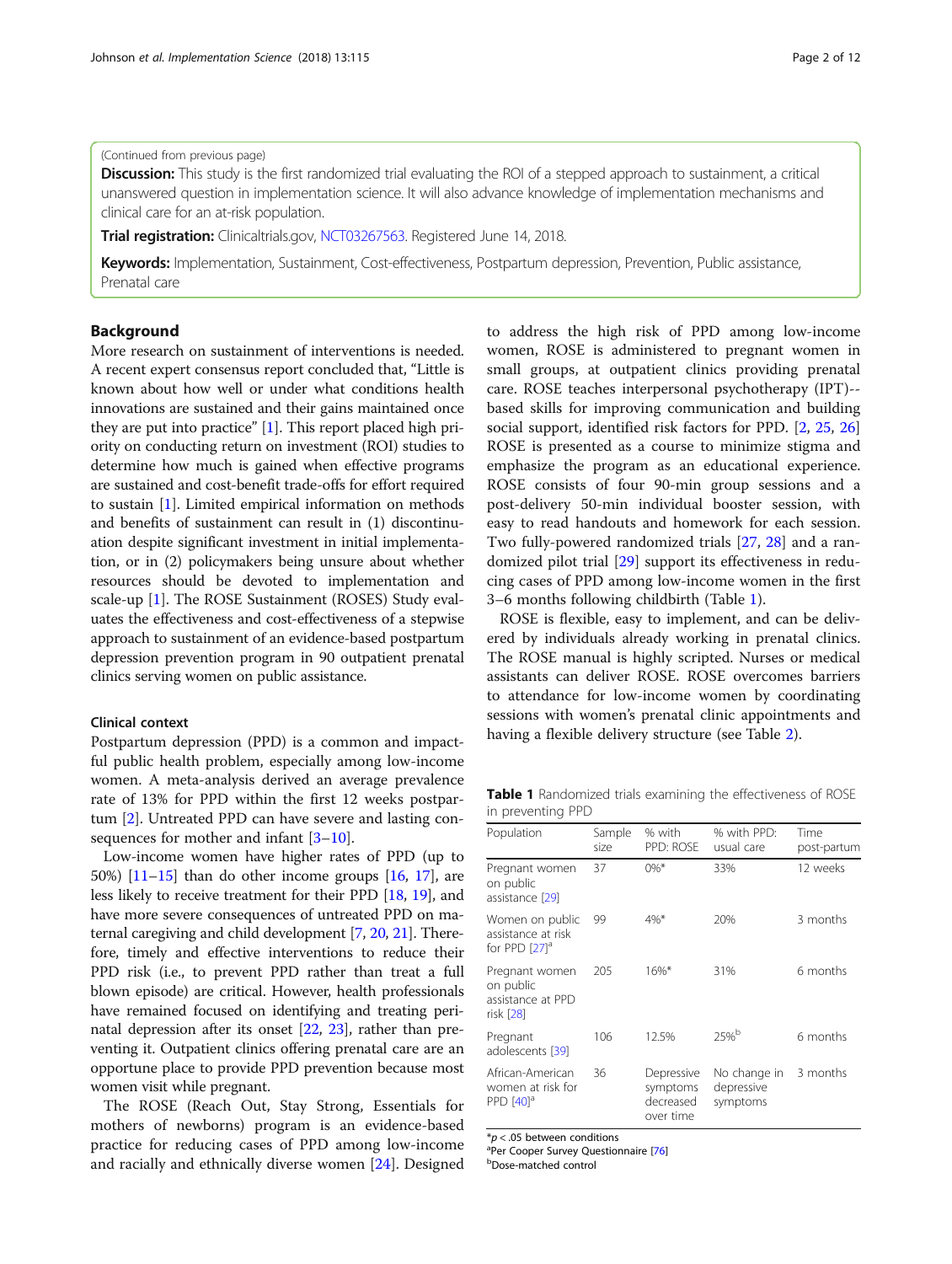(Continued from previous page)

**Discussion:** This study is the first randomized trial evaluating the ROI of a stepped approach to sustainment, a critical unanswered question in implementation science. It will also advance knowledge of implementation mechanisms and clinical care for an at-risk population.

**Trial registration:** Clinicaltrials.gov, NCT03267563. Registered June 14, 2018.

**Keywords:** Implementation, Sustainment, Cost-effectiveness, Postpartum depression, Prevention, Public assistance, Prenatal care

## Background

More research on sustainment of interventions is needed. A recent expert consensus report concluded that, "Little is known about how well or under what conditions health innovations are sustained and their gains maintained once they are put into practice" [1]. This report placed high priority on conducting return on investment (ROI) studies to determine how much is gained when effective programs are sustained and cost-benefit trade-offs for effort required to sustain [1]. Limited empirical information on methods and benefits of sustainment can result in (1) discontinuation despite significant investment in initial implementation, or in (2) policymakers being unsure about whether resources should be devoted to implementation and scale-up [1]. The ROSE Sustainment (ROSES) Study evaluates the effectiveness and cost-effectiveness of a stepwise approach to sustainment of an evidence-based postpartum depression prevention program in 90 outpatient prenatal clinics serving women on public assistance.

### Clinical context

Postpartum depression (PPD) is a common and impactful public health problem, especially among low-income women. A meta-analysis derived an average prevalence rate of 13% for PPD within the first 12 weeks postpartum [2]. Untreated PPD can have severe and lasting consequences for mother and infant [3–10].

Low-income women have higher rates of PPD (up to 50%) [11–15] than do other income groups [16, 17], are less likely to receive treatment for their PPD [18, 19], and have more severe consequences of untreated PPD on maternal caregiving and child development [7, 20, 21]. Therefore, timely and effective interventions to reduce their PPD risk (i.e., to prevent PPD rather than treat a full blown episode) are critical. However, health professionals have remained focused on identifying and treating perinatal depression after its onset [22, 23], rather than preventing it. Outpatient clinics offering prenatal care are an opportune place to provide PPD prevention because most women visit while pregnant.

The ROSE (Reach Out, Stay Strong, Essentials for mothers of newborns) program is an evidence-based practice for reducing cases of PPD among low-income and racially and ethnically diverse women [24]. Designed to address the high risk of PPD among low-income women, ROSE is administered to pregnant women in small groups, at outpatient clinics providing prenatal care. ROSE teaches interpersonal psychotherapy (IPT)--based skills for improving communication and building social support, identified risk factors for PPD. [2, 25, 26] ROSE is presented as a course to minimize stigma and emphasize the program as an educational experience. ROSE consists of four 90-min group sessions and a post-delivery 50-min individual booster session, with easy to read handouts and homework for each session. Two fully-powered randomized trials [27, 28] and a randomized pilot trial [29] support its effectiveness in reducing cases of PPD among low-income women in the first 3–6 months following childbirth (Table 1).

ROSE is flexible, easy to implement, and can be delivered by individuals already working in prenatal clinics. The ROSE manual is highly scripted. Nurses or medical assistants can deliver ROSE. ROSE overcomes barriers to attendance for low-income women by coordinating sessions with women's prenatal clinic appointments and having a flexible delivery structure (see Table 2).

**Table 1** Randomized trials examining the effectiveness of ROSE in preventing PPD

| Population | Sample size | % with PPD: ROSE | % with PPD: usual care | Time post-partum |
|---|---|---|---|---|
| Pregnant women on public assistance [29] | 37 | 0%* | 33% | 12 weeks |
| Women on public assistance at risk for PPD [27][a] | 99 | 4%* | 20% | 3 months |
| Pregnant women on public assistance at PPD risk [28] | 205 | 16%* | 31% | 6 months |
| Pregnant adolescents [39] | 106 | 12.5% | 25%[b] | 6 months |
| African-American women at risk for PPD [40][a] | 36 | Depressive symptoms decreased over time | No change in depressive symptoms | 3 months |

*$p < .05$ between conditions
[a]Per Cooper Survey Questionnaire [76]
[b]Dose-matched control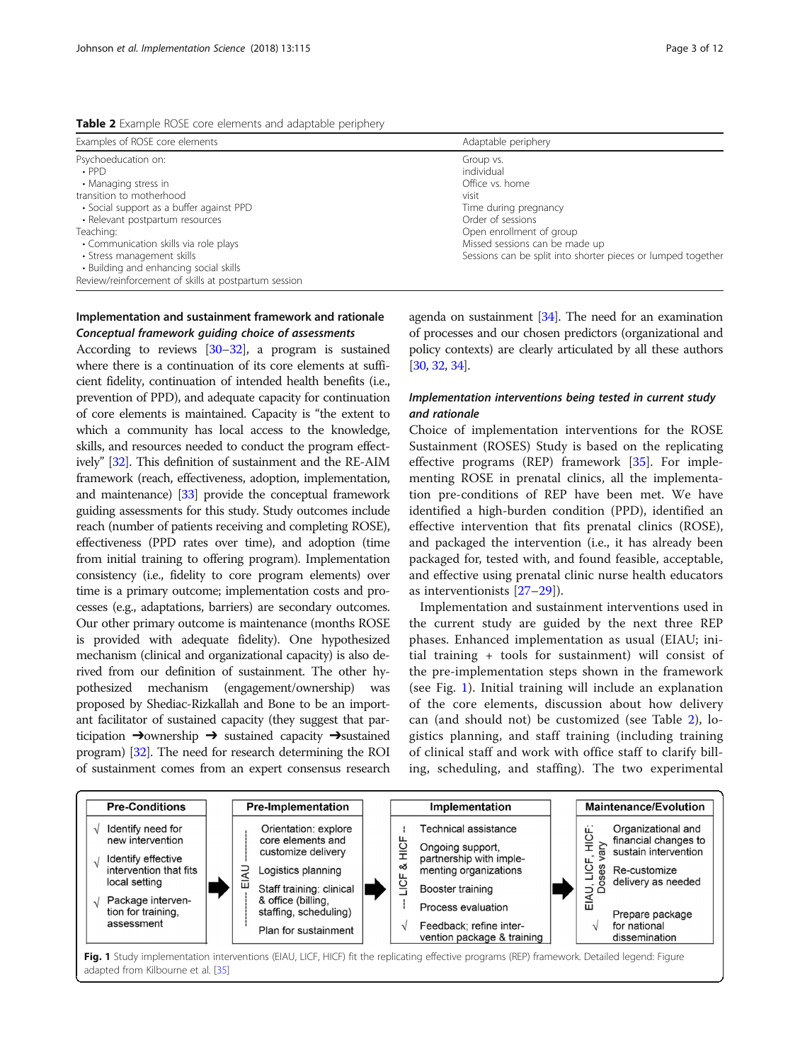**Table 2** Example ROSE core elements and adaptable periphery

| Examples of ROSE core elements | Adaptable periphery |
|---|---|
| Psychoeducation on: | Group vs. individual |
| • PPD | Office vs. home visit |
| • Managing stress in transition to motherhood | Time during pregnancy |
| • Social support as a buffer against PPD | Order of sessions |
| • Relevant postpartum resources | Open enrollment of group |
| Teaching: | Missed sessions can be made up |
| • Communication skills via role plays | Sessions can be split into shorter pieces or lumped together |
| • Stress management skills | |
| • Building and enhancing social skills | |
| Review/reinforcement of skills at postpartum session | |

## Implementation and sustainment framework and rationale

### *Conceptual framework guiding choice of assessments*

According to reviews [30–32], a program is sustained where there is a continuation of its core elements at sufficient fidelity, continuation of intended health benefits (i.e., prevention of PPD), and adequate capacity for continuation of core elements is maintained. Capacity is "the extent to which a community has local access to the knowledge, skills, and resources needed to conduct the program effectively" [32]. This definition of sustainment and the RE-AIM framework (reach, effectiveness, adoption, implementation, and maintenance) [33] provide the conceptual framework guiding assessments for this study. Study outcomes include reach (number of patients receiving and completing ROSE), effectiveness (PPD rates over time), and adoption (time from initial training to offering program). Implementation consistency (i.e., fidelity to core program elements) over time is a primary outcome; implementation costs and processes (e.g., adaptations, barriers) are secondary outcomes. Our other primary outcome is maintenance (months ROSE is provided with adequate fidelity). One hypothesized mechanism (clinical and organizational capacity) is also derived from our definition of sustainment. The other hypothesized mechanism (engagement/ownership) was proposed by Shediac-Rizkallah and Bone to be an important facilitator of sustained capacity (they suggest that participation ➔ownership ➔ sustained capacity ➔sustained program) [32]. The need for research determining the ROI of sustainment comes from an expert consensus research agenda on sustainment [34]. The need for an examination of processes and our chosen predictors (organizational and policy contexts) are clearly articulated by all these authors [30, 32, 34].

### *Implementation interventions being tested in current study and rationale*

Choice of implementation interventions for the ROSE Sustainment (ROSES) Study is based on the replicating effective programs (REP) framework [35]. For implementing ROSE in prenatal clinics, all the implementation pre-conditions of REP have been met. We have identified a high-burden condition (PPD), identified an effective intervention that fits prenatal clinics (ROSE), and packaged the intervention (i.e., it has already been packaged for, tested with, and found feasible, acceptable, and effective using prenatal clinic nurse health educators as interventionists [27–29]).

Implementation and sustainment interventions used in the current study are guided by the next three REP phases. Enhanced implementation as usual (EIAU; initial training + tools for sustainment) will consist of the pre-implementation steps shown in the framework (see Fig. 1). Initial training will include an explanation of the core elements, discussion about how delivery can (and should not) be customized (see Table 2), logistics planning, and staff training (including training of clinical staff and work with office staff to clarify billing, scheduling, and staffing). The two experimental

| Pre-Conditions | | Pre-Implementation | | Implementation | | Maintenance/Evolution |
|---|---|---|---|---|---|---|
| √ Identify need for new intervention<br>√ Identify effective intervention that fits local setting<br>√ Package intervention for training, assessment | ➔ | EIAU: Orientation: explore core elements and customize delivery; Logistics planning; Staff training: clinical & office (billing, staffing, scheduling); Plan for sustainment | ➔ | LICF & HICF: Technical assistance; Ongoing support, partnership with implementing organizations; Booster training; Process evaluation<br>√ Feedback; refine intervention package & training | ➔ | EIAU, LICF, HICF: Doses vary: Organizational and financial changes to sustain intervention; Re-customize delivery as needed<br>√ Prepare package for national dissemination |

**Fig. 1** Study implementation interventions (EIAU, LICF, HICF) fit the replicating effective programs (REP) framework. Detailed legend: Figure adapted from Kilbourne et al. [35]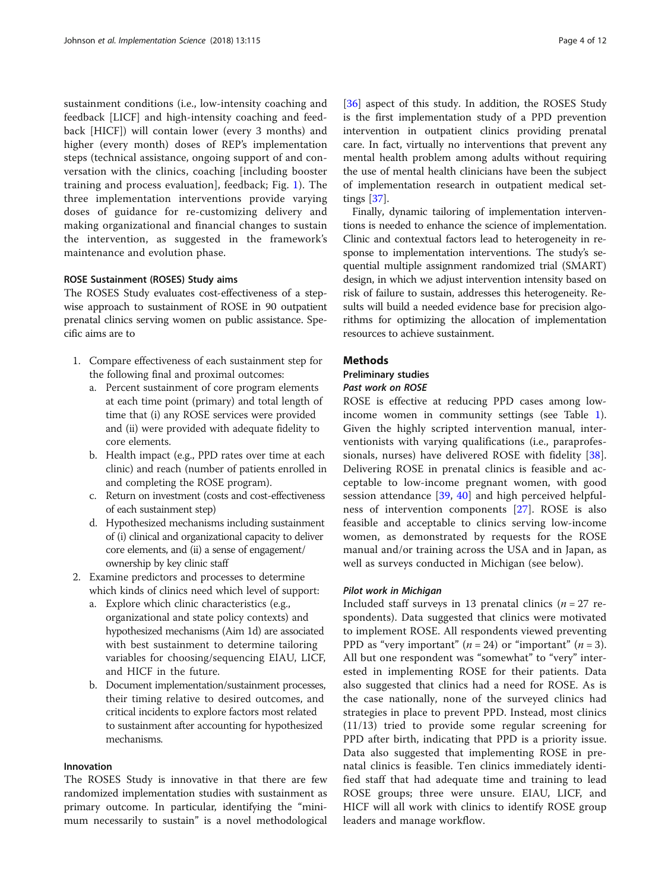sustainment conditions (i.e., low-intensity coaching and feedback [LICF] and high-intensity coaching and feedback [HICF]) will contain lower (every 3 months) and higher (every month) doses of REP's implementation steps (technical assistance, ongoing support of and conversation with the clinics, coaching [including booster training and process evaluation], feedback; Fig. 1). The three implementation interventions provide varying doses of guidance for re-customizing delivery and making organizational and financial changes to sustain the intervention, as suggested in the framework's maintenance and evolution phase.

### ROSE Sustainment (ROSES) Study aims

The ROSES Study evaluates cost-effectiveness of a stepwise approach to sustainment of ROSE in 90 outpatient prenatal clinics serving women on public assistance. Specific aims are to

1. Compare effectiveness of each sustainment step for the following final and proximal outcomes:
   a. Percent sustainment of core program elements at each time point (primary) and total length of time that (i) any ROSE services were provided and (ii) were provided with adequate fidelity to core elements.
   b. Health impact (e.g., PPD rates over time at each clinic) and reach (number of patients enrolled in and completing the ROSE program).
   c. Return on investment (costs and cost-effectiveness of each sustainment step)
   d. Hypothesized mechanisms including sustainment of (i) clinical and organizational capacity to deliver core elements, and (ii) a sense of engagement/ownership by key clinic staff
2. Examine predictors and processes to determine which kinds of clinics need which level of support:
   a. Explore which clinic characteristics (e.g., organizational and state policy contexts) and hypothesized mechanisms (Aim 1d) are associated with best sustainment to determine tailoring variables for choosing/sequencing EIAU, LICF, and HICF in the future.
   b. Document implementation/sustainment processes, their timing relative to desired outcomes, and critical incidents to explore factors most related to sustainment after accounting for hypothesized mechanisms.

### Innovation

The ROSES Study is innovative in that there are few randomized implementation studies with sustainment as primary outcome. In particular, identifying the "minimum necessarily to sustain" is a novel methodological [36] aspect of this study. In addition, the ROSES Study is the first implementation study of a PPD prevention intervention in outpatient clinics providing prenatal care. In fact, virtually no interventions that prevent any mental health problem among adults without requiring the use of mental health clinicians have been the subject of implementation research in outpatient medical settings [37].

Finally, dynamic tailoring of implementation interventions is needed to enhance the science of implementation. Clinic and contextual factors lead to heterogeneity in response to implementation interventions. The study's sequential multiple assignment randomized trial (SMART) design, in which we adjust intervention intensity based on risk of failure to sustain, addresses this heterogeneity. Results will build a needed evidence base for precision algorithms for optimizing the allocation of implementation resources to achieve sustainment.

## Methods

### Preliminary studies

#### *Past work on ROSE*

ROSE is effective at reducing PPD cases among low-income women in community settings (see Table 1). Given the highly scripted intervention manual, interventionists with varying qualifications (i.e., paraprofessionals, nurses) have delivered ROSE with fidelity [38]. Delivering ROSE in prenatal clinics is feasible and acceptable to low-income pregnant women, with good session attendance [39, 40] and high perceived helpfulness of intervention components [27]. ROSE is also feasible and acceptable to clinics serving low-income women, as demonstrated by requests for the ROSE manual and/or training across the USA and in Japan, as well as surveys conducted in Michigan (see below).

#### *Pilot work in Michigan*

Included staff surveys in 13 prenatal clinics ($n = 27$ respondents). Data suggested that clinics were motivated to implement ROSE. All respondents viewed preventing PPD as "very important" ($n = 24$) or "important" ($n = 3$). All but one respondent was "somewhat" to "very" interested in implementing ROSE for their patients. Data also suggested that clinics had a need for ROSE. As is the case nationally, none of the surveyed clinics had strategies in place to prevent PPD. Instead, most clinics (11/13) tried to provide some regular screening for PPD after birth, indicating that PPD is a priority issue. Data also suggested that implementing ROSE in prenatal clinics is feasible. Ten clinics immediately identified staff that had adequate time and training to lead ROSE groups; three were unsure. EIAU, LICF, and HICF will all work with clinics to identify ROSE group leaders and manage workflow.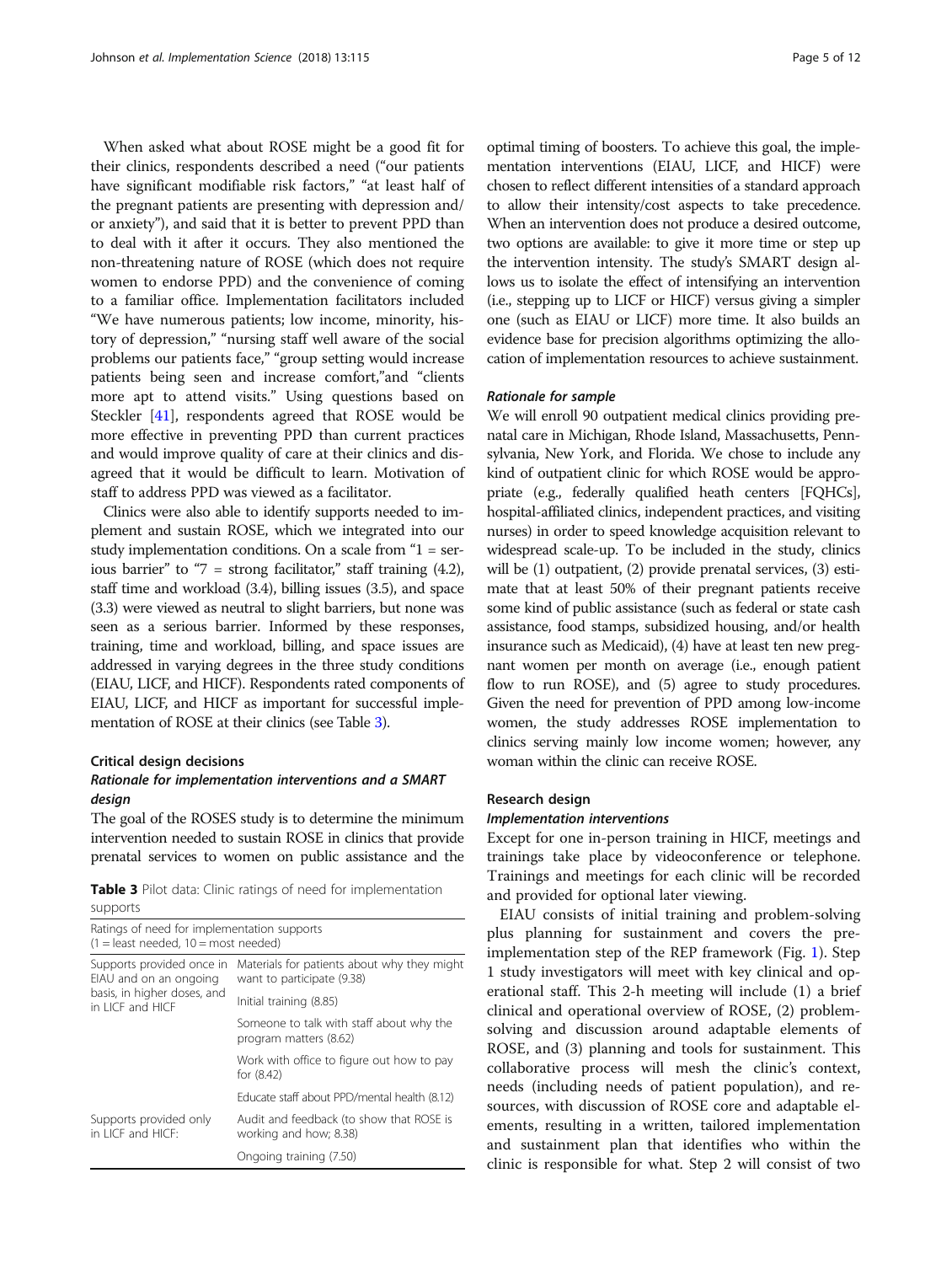When asked what about ROSE might be a good fit for their clinics, respondents described a need ("our patients have significant modifiable risk factors," "at least half of the pregnant patients are presenting with depression and/or anxiety"), and said that it is better to prevent PPD than to deal with it after it occurs. They also mentioned the non-threatening nature of ROSE (which does not require women to endorse PPD) and the convenience of coming to a familiar office. Implementation facilitators included "We have numerous patients; low income, minority, history of depression," "nursing staff well aware of the social problems our patients face," "group setting would increase patients being seen and increase comfort,"and "clients more apt to attend visits." Using questions based on Steckler [41], respondents agreed that ROSE would be more effective in preventing PPD than current practices and would improve quality of care at their clinics and disagreed that it would be difficult to learn. Motivation of staff to address PPD was viewed as a facilitator.

Clinics were also able to identify supports needed to implement and sustain ROSE, which we integrated into our study implementation conditions. On a scale from "1 = serious barrier" to "7 = strong facilitator," staff training (4.2), staff time and workload (3.4), billing issues (3.5), and space (3.3) were viewed as neutral to slight barriers, but none was seen as a serious barrier. Informed by these responses, training, time and workload, billing, and space issues are addressed in varying degrees in the three study conditions (EIAU, LICF, and HICF). Respondents rated components of EIAU, LICF, and HICF as important for successful implementation of ROSE at their clinics (see Table 3).

## Critical design decisions

### *Rationale for implementation interventions and a SMART design*

The goal of the ROSES study is to determine the minimum intervention needed to sustain ROSE in clinics that provide prenatal services to women on public assistance and the optimal timing of boosters. To achieve this goal, the implementation interventions (EIAU, LICF, and HICF) were chosen to reflect different intensities of a standard approach to allow their intensity/cost aspects to take precedence. When an intervention does not produce a desired outcome, two options are available: to give it more time or step up the intervention intensity. The study's SMART design allows us to isolate the effect of intensifying an intervention (i.e., stepping up to LICF or HICF) versus giving a simpler one (such as EIAU or LICF) more time. It also builds an evidence base for precision algorithms optimizing the allocation of implementation resources to achieve sustainment.

**Table 3** Pilot data: Clinic ratings of need for implementation supports

| Ratings of need for implementation supports (1 = least needed, 10 = most needed) | |
|---|---|
| Supports provided once in EIAU and on an ongoing basis, in higher doses, and in LICF and HICF | Materials for patients about why they might want to participate (9.38) |
| | Initial training (8.85) |
| | Someone to talk with staff about why the program matters (8.62) |
| | Work with office to figure out how to pay for (8.42) |
| | Educate staff about PPD/mental health (8.12) |
| Supports provided only in LICF and HICF: | Audit and feedback (to show that ROSE is working and how; 8.38) |
| | Ongoing training (7.50) |

### *Rationale for sample*

We will enroll 90 outpatient medical clinics providing prenatal care in Michigan, Rhode Island, Massachusetts, Pennsylvania, New York, and Florida. We chose to include any kind of outpatient clinic for which ROSE would be appropriate (e.g., federally qualified heath centers [FQHCs], hospital-affiliated clinics, independent practices, and visiting nurses) in order to speed knowledge acquisition relevant to widespread scale-up. To be included in the study, clinics will be (1) outpatient, (2) provide prenatal services, (3) estimate that at least 50% of their pregnant patients receive some kind of public assistance (such as federal or state cash assistance, food stamps, subsidized housing, and/or health insurance such as Medicaid), (4) have at least ten new pregnant women per month on average (i.e., enough patient flow to run ROSE), and (5) agree to study procedures. Given the need for prevention of PPD among low-income women, the study addresses ROSE implementation to clinics serving mainly low income women; however, any woman within the clinic can receive ROSE.

## Research design

### *Implementation interventions*

Except for one in-person training in HICF, meetings and trainings take place by videoconference or telephone. Trainings and meetings for each clinic will be recorded and provided for optional later viewing.

EIAU consists of initial training and problem-solving plus planning for sustainment and covers the pre-implementation step of the REP framework (Fig. 1). Step 1 study investigators will meet with key clinical and operational staff. This 2-h meeting will include (1) a brief clinical and operational overview of ROSE, (2) problem-solving and discussion around adaptable elements of ROSE, and (3) planning and tools for sustainment. This collaborative process will mesh the clinic's context, needs (including needs of patient population), and resources, with discussion of ROSE core and adaptable elements, resulting in a written, tailored implementation and sustainment plan that identifies who within the clinic is responsible for what. Step 2 will consist of two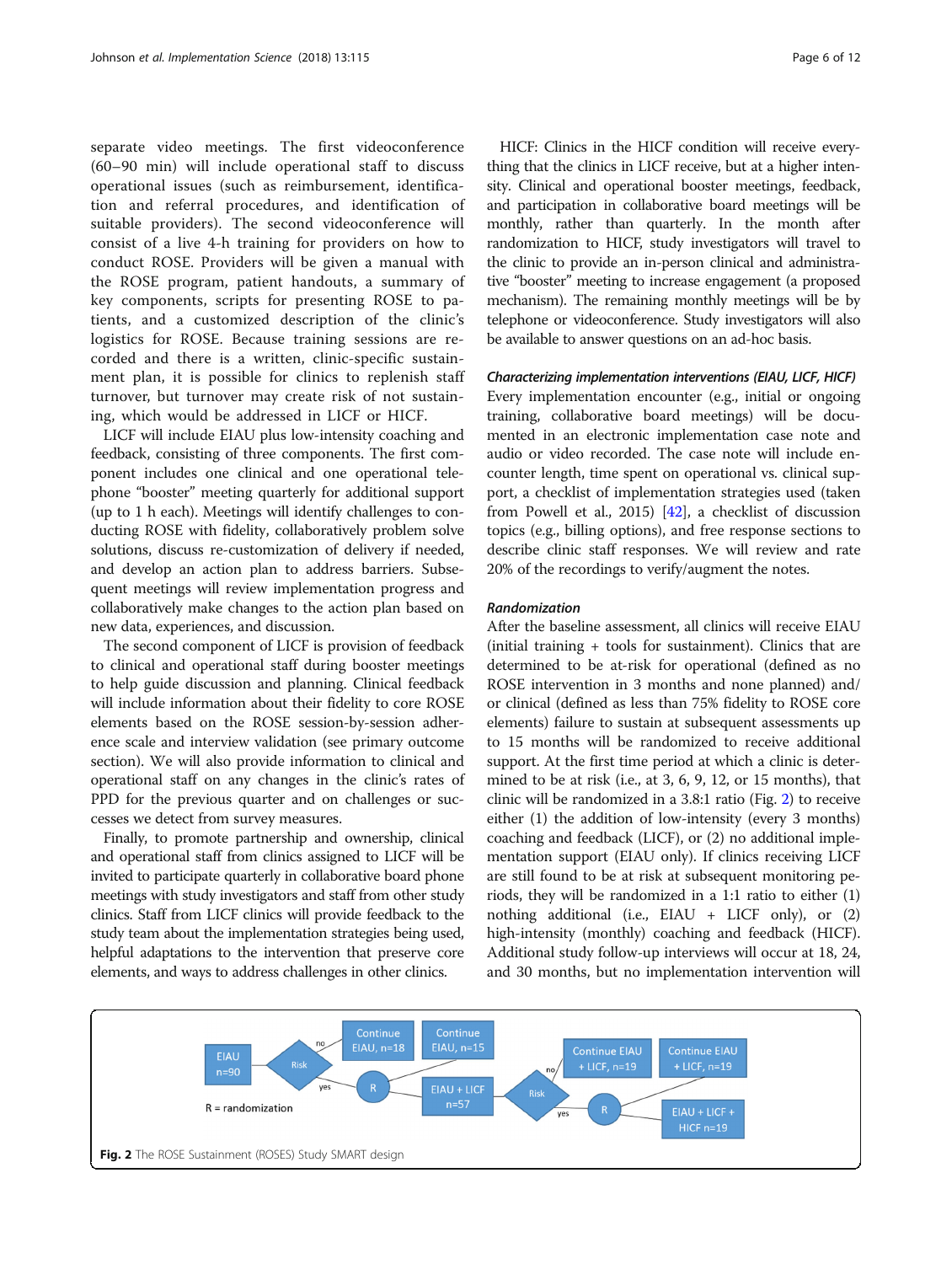separate video meetings. The first videoconference (60–90 min) will include operational staff to discuss operational issues (such as reimbursement, identification and referral procedures, and identification of suitable providers). The second videoconference will consist of a live 4-h training for providers on how to conduct ROSE. Providers will be given a manual with the ROSE program, patient handouts, a summary of key components, scripts for presenting ROSE to patients, and a customized description of the clinic's logistics for ROSE. Because training sessions are recorded and there is a written, clinic-specific sustainment plan, it is possible for clinics to replenish staff turnover, but turnover may create risk of not sustaining, which would be addressed in LICF or HICF.

LICF will include EIAU plus low-intensity coaching and feedback, consisting of three components. The first component includes one clinical and one operational telephone "booster" meeting quarterly for additional support (up to 1 h each). Meetings will identify challenges to conducting ROSE with fidelity, collaboratively problem solve solutions, discuss re-customization of delivery if needed, and develop an action plan to address barriers. Subsequent meetings will review implementation progress and collaboratively make changes to the action plan based on new data, experiences, and discussion.

The second component of LICF is provision of feedback to clinical and operational staff during booster meetings to help guide discussion and planning. Clinical feedback will include information about their fidelity to core ROSE elements based on the ROSE session-by-session adherence scale and interview validation (see primary outcome section). We will also provide information to clinical and operational staff on any changes in the clinic's rates of PPD for the previous quarter and on challenges or successes we detect from survey measures.

Finally, to promote partnership and ownership, clinical and operational staff from clinics assigned to LICF will be invited to participate quarterly in collaborative board phone meetings with study investigators and staff from other study clinics. Staff from LICF clinics will provide feedback to the study team about the implementation strategies being used, helpful adaptations to the intervention that preserve core elements, and ways to address challenges in other clinics.

HICF: Clinics in the HICF condition will receive everything that the clinics in LICF receive, but at a higher intensity. Clinical and operational booster meetings, feedback, and participation in collaborative board meetings will be monthly, rather than quarterly. In the month after randomization to HICF, study investigators will travel to the clinic to provide an in-person clinical and administrative "booster" meeting to increase engagement (a proposed mechanism). The remaining monthly meetings will be by telephone or videoconference. Study investigators will also be available to answer questions on an ad-hoc basis.

#### *Characterizing implementation interventions (EIAU, LICF, HICF)*

Every implementation encounter (e.g., initial or ongoing training, collaborative board meetings) will be documented in an electronic implementation case note and audio or video recorded. The case note will include encounter length, time spent on operational vs. clinical support, a checklist of implementation strategies used (taken from Powell et al., 2015) [42], a checklist of discussion topics (e.g., billing options), and free response sections to describe clinic staff responses. We will review and rate 20% of the recordings to verify/augment the notes.

#### *Randomization*

After the baseline assessment, all clinics will receive EIAU (initial training + tools for sustainment). Clinics that are determined to be at-risk for operational (defined as no ROSE intervention in 3 months and none planned) and/or clinical (defined as less than 75% fidelity to ROSE core elements) failure to sustain at subsequent assessments up to 15 months will be randomized to receive additional support. At the first time period at which a clinic is determined to be at risk (i.e., at 3, 6, 9, 12, or 15 months), that clinic will be randomized in a 3.8:1 ratio (Fig. 2) to receive either (1) the addition of low-intensity (every 3 months) coaching and feedback (LICF), or (2) no additional implementation support (EIAU only). If clinics receiving LICF are still found to be at risk at subsequent monitoring periods, they will be randomized in a 1:1 ratio to either (1) nothing additional (i.e., EIAU + LICF only), or (2) high-intensity (monthly) coaching and feedback (HICF). Additional study follow-up interviews will occur at 18, 24, and 30 months, but no implementation intervention will

EIAU n=90
Risk
no
yes
R
Continue EIAU, n=18
Continue EIAU, n=15
EIAU + LICF n=57
Risk
no
yes
R
Continue EIAU + LICF, n=19
Continue EIAU + LICF, n=19
EIAU + LICF + HICF n=19
R = randomization

**Fig. 2** The ROSE Sustainment (ROSES) Study SMART design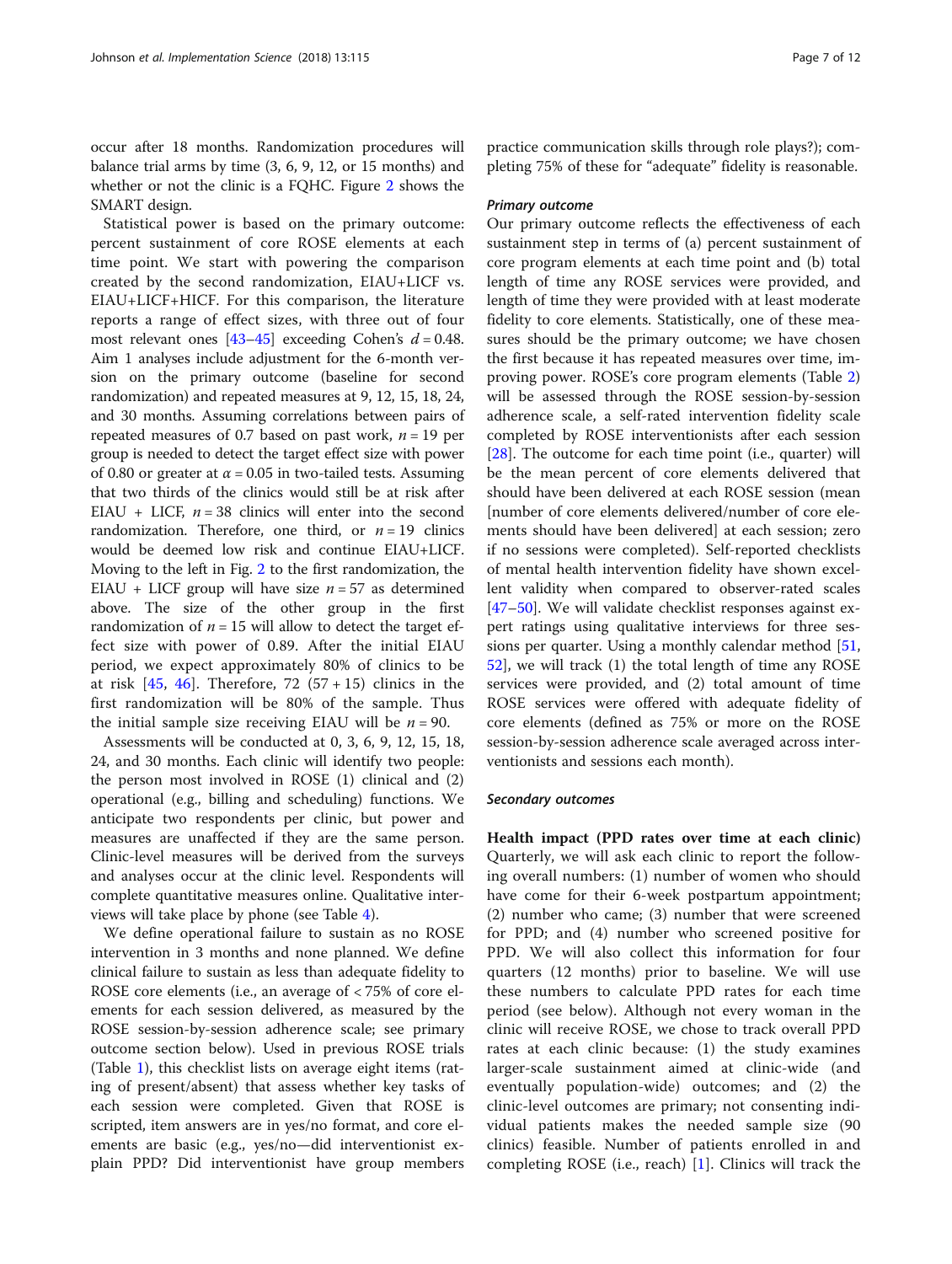occur after 18 months. Randomization procedures will balance trial arms by time (3, 6, 9, 12, or 15 months) and whether or not the clinic is a FQHC. Figure 2 shows the SMART design.

Statistical power is based on the primary outcome: percent sustainment of core ROSE elements at each time point. We start with powering the comparison created by the second randomization, EIAU+LICF vs. EIAU+LICF+HICF. For this comparison, the literature reports a range of effect sizes, with three out of four most relevant ones [43–45] exceeding Cohen's $d = 0.48$. Aim 1 analyses include adjustment for the 6-month version on the primary outcome (baseline for second randomization) and repeated measures at 9, 12, 15, 18, 24, and 30 months. Assuming correlations between pairs of repeated measures of 0.7 based on past work, $n = 19$ per group is needed to detect the target effect size with power of 0.80 or greater at $\alpha = 0.05$ in two-tailed tests. Assuming that two thirds of the clinics would still be at risk after EIAU + LICF, $n = 38$ clinics will enter into the second randomization. Therefore, one third, or $n = 19$ clinics would be deemed low risk and continue EIAU+LICF. Moving to the left in Fig. 2 to the first randomization, the EIAU + LICF group will have size $n = 57$ as determined above. The size of the other group in the first randomization of $n = 15$ will allow to detect the target effect size with power of 0.89. After the initial EIAU period, we expect approximately 80% of clinics to be at risk [45, 46]. Therefore, 72 (57 + 15) clinics in the first randomization will be 80% of the sample. Thus the initial sample size receiving EIAU will be $n = 90$.

Assessments will be conducted at 0, 3, 6, 9, 12, 15, 18, 24, and 30 months. Each clinic will identify two people: the person most involved in ROSE (1) clinical and (2) operational (e.g., billing and scheduling) functions. We anticipate two respondents per clinic, but power and measures are unaffected if they are the same person. Clinic-level measures will be derived from the surveys and analyses occur at the clinic level. Respondents will complete quantitative measures online. Qualitative interviews will take place by phone (see Table 4).

We define operational failure to sustain as no ROSE intervention in 3 months and none planned. We define clinical failure to sustain as less than adequate fidelity to ROSE core elements (i.e., an average of < 75% of core elements for each session delivered, as measured by the ROSE session-by-session adherence scale; see primary outcome section below). Used in previous ROSE trials (Table 1), this checklist lists on average eight items (rating of present/absent) that assess whether key tasks of each session were completed. Given that ROSE is scripted, item answers are in yes/no format, and core elements are basic (e.g., yes/no—did interventionist explain PPD? Did interventionist have group members practice communication skills through role plays?); completing 75% of these for "adequate" fidelity is reasonable.

#### *Primary outcome*

Our primary outcome reflects the effectiveness of each sustainment step in terms of (a) percent sustainment of core program elements at each time point and (b) total length of time any ROSE services were provided, and length of time they were provided with at least moderate fidelity to core elements. Statistically, one of these measures should be the primary outcome; we have chosen the first because it has repeated measures over time, improving power. ROSE's core program elements (Table 2) will be assessed through the ROSE session-by-session adherence scale, a self-rated intervention fidelity scale completed by ROSE interventionists after each session [28]. The outcome for each time point (i.e., quarter) will be the mean percent of core elements delivered that should have been delivered at each ROSE session (mean [number of core elements delivered/number of core elements should have been delivered] at each session; zero if no sessions were completed). Self-reported checklists of mental health intervention fidelity have shown excellent validity when compared to observer-rated scales [47–50]. We will validate checklist responses against expert ratings using qualitative interviews for three sessions per quarter. Using a monthly calendar method [51, 52], we will track (1) the total length of time any ROSE services were provided, and (2) total amount of time ROSE services were offered with adequate fidelity of core elements (defined as 75% or more on the ROSE session-by-session adherence scale averaged across interventionists and sessions each month).

#### *Secondary outcomes*

**Health impact (PPD rates over time at each clinic)** Quarterly, we will ask each clinic to report the following overall numbers: (1) number of women who should have come for their 6-week postpartum appointment; (2) number who came; (3) number that were screened for PPD; and (4) number who screened positive for PPD. We will also collect this information for four quarters (12 months) prior to baseline. We will use these numbers to calculate PPD rates for each time period (see below). Although not every woman in the clinic will receive ROSE, we chose to track overall PPD rates at each clinic because: (1) the study examines larger-scale sustainment aimed at clinic-wide (and eventually population-wide) outcomes; and (2) the clinic-level outcomes are primary; not consenting individual patients makes the needed sample size (90 clinics) feasible. Number of patients enrolled in and completing ROSE (i.e., reach) [1]. Clinics will track the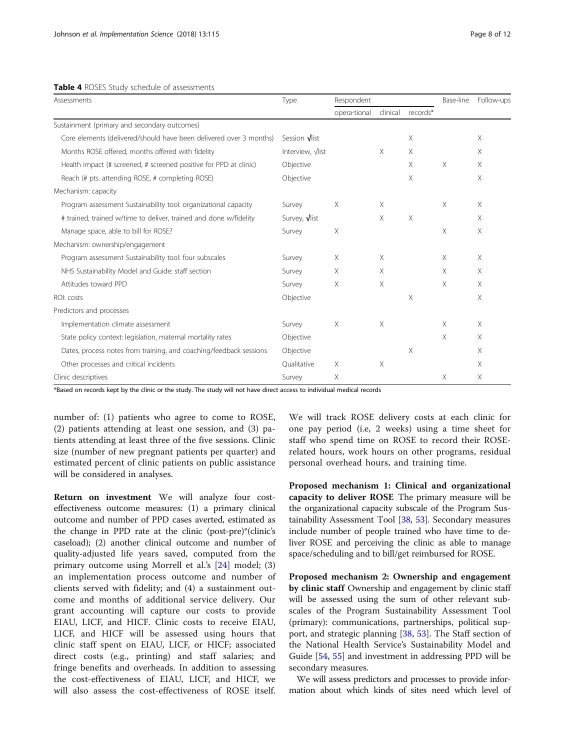**Table 4** ROSES Study schedule of assessments

| Assessments | Type | Respondent | | | Base-line | Follow-ups |
|---|---|---|---|---|---|---|
| | | opera-tional | clinical | records* | | |
| Sustainment (primary and secondary outcomes) | | | | | | |
| Core elements (delivered/should have been delivered over 3 months) | Session √list | | | X | | X |
| Months ROSE offered, months offered with fidelity | Interview, √list | | X | X | | X |
| Health impact (# screened, # screened positive for PPD at clinic) | Objective | | | X | X | X |
| Reach (# pts. attending ROSE, # completing ROSE) | Objective | | | X | | X |
| Mechanism: capacity | | | | | | |
| Program assessment Sustainability tool: organizational capacity | Survey | X | X | | X | X |
| # trained, trained w/time to deliver, trained and done w/fidelity | Survey, √list | | X | X | | X |
| Manage space, able to bill for ROSE? | Survey | X | | | X | X |
| Mechanism: ownership/engagement | | | | | | |
| Program assessment Sustainability tool: four subscales | Survey | X | X | | X | X |
| NHS Sustainability Model and Guide: staff section | Survey | X | X | | X | X |
| Attitudes toward PPD | Survey | X | X | | X | X |
| ROI: costs | Objective | | | X | | X |
| Predictors and processes | | | | | | |
| Implementation climate assessment | Survey | X | X | | X | X |
| State policy context: legislation, maternal mortality rates | Objective | | | | X | X |
| Dates, process notes from training, and coaching/feedback sessions | Objective | | | X | | X |
| Other processes and critical incidents | Qualitative | X | X | | | X |
| Clinic descriptives | Survey | X | | | X | X |

*Based on records kept by the clinic or the study. The study will not have direct access to individual medical records

number of: (1) patients who agree to come to ROSE, (2) patients attending at least one session, and (3) patients attending at least three of the five sessions. Clinic size (number of new pregnant patients per quarter) and estimated percent of clinic patients on public assistance will be considered in analyses.

**Return on investment** We will analyze four cost-effectiveness outcome measures: (1) a primary clinical outcome and number of PPD cases averted, estimated as the change in PPD rate at the clinic (post-pre)*(clinic's caseload); (2) another clinical outcome and number of quality-adjusted life years saved, computed from the primary outcome using Morrell et al.'s [24] model; (3) an implementation process outcome and number of clients served with fidelity; and (4) a sustainment outcome and months of additional service delivery. Our grant accounting will capture our costs to provide EIAU, LICF, and HICF. Clinic costs to receive EIAU, LICF, and HICF will be assessed using hours that clinic staff spent on EIAU, LICF, or HICF; associated direct costs (e.g., printing) and staff salaries; and fringe benefits and overheads. In addition to assessing the cost-effectiveness of EIAU, LICF, and HICF, we will also assess the cost-effectiveness of ROSE itself. We will track ROSE delivery costs at each clinic for one pay period (i.e, 2 weeks) using a time sheet for staff who spend time on ROSE to record their ROSE-related hours, work hours on other programs, residual personal overhead hours, and training time.

**Proposed mechanism 1: Clinical and organizational capacity to deliver ROSE** The primary measure will be the organizational capacity subscale of the Program Sustainability Assessment Tool [38, 53]. Secondary measures include number of people trained who have time to deliver ROSE and perceiving the clinic as able to manage space/scheduling and to bill/get reimbursed for ROSE.

**Proposed mechanism 2: Ownership and engagement by clinic staff** Ownership and engagement by clinic staff will be assessed using the sum of other relevant subscales of the Program Sustainability Assessment Tool (primary): communications, partnerships, political support, and strategic planning [38, 53]. The Staff section of the National Health Service's Sustainability Model and Guide [54, 55] and investment in addressing PPD will be secondary measures.

We will assess predictors and processes to provide information about which kinds of sites need which level of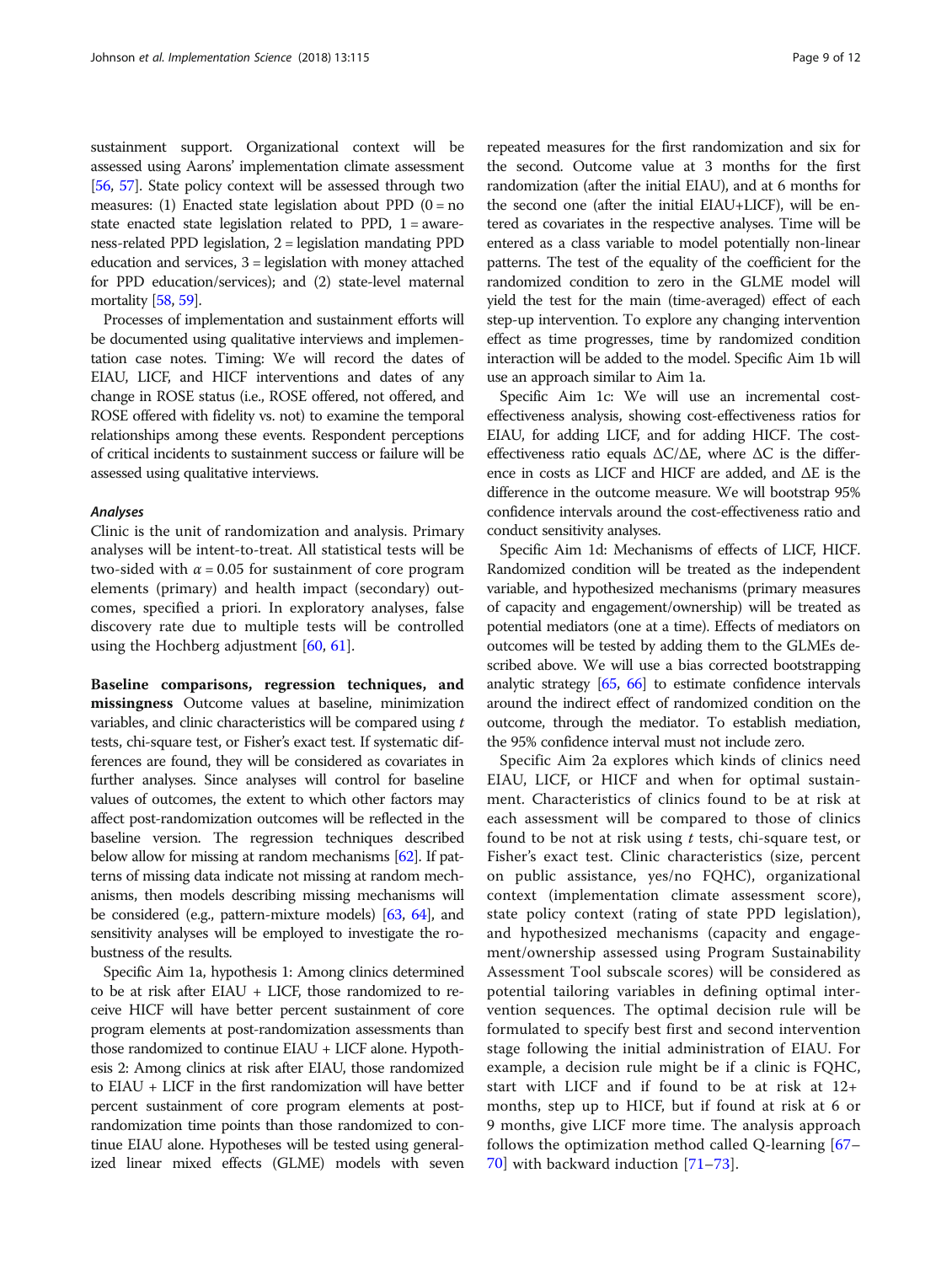sustainment support. Organizational context will be assessed using Aarons' implementation climate assessment [56, 57]. State policy context will be assessed through two measures: (1) Enacted state legislation about PPD (0 = no state enacted state legislation related to PPD, 1 = awareness-related PPD legislation, 2 = legislation mandating PPD education and services, 3 = legislation with money attached for PPD education/services); and (2) state-level maternal mortality [58, 59].

Processes of implementation and sustainment efforts will be documented using qualitative interviews and implementation case notes. Timing: We will record the dates of EIAU, LICF, and HICF interventions and dates of any change in ROSE status (i.e., ROSE offered, not offered, and ROSE offered with fidelity vs. not) to examine the temporal relationships among these events. Respondent perceptions of critical incidents to sustainment success or failure will be assessed using qualitative interviews.

### Analyses

Clinic is the unit of randomization and analysis. Primary analyses will be intent-to-treat. All statistical tests will be two-sided with $\alpha = 0.05$ for sustainment of core program elements (primary) and health impact (secondary) outcomes, specified a priori. In exploratory analyses, false discovery rate due to multiple tests will be controlled using the Hochberg adjustment [60, 61].

**Baseline comparisons, regression techniques, and missingness** Outcome values at baseline, minimization variables, and clinic characteristics will be compared using $t$ tests, chi-square test, or Fisher's exact test. If systematic differences are found, they will be considered as covariates in further analyses. Since analyses will control for baseline values of outcomes, the extent to which other factors may affect post-randomization outcomes will be reflected in the baseline version. The regression techniques described below allow for missing at random mechanisms [62]. If patterns of missing data indicate not missing at random mechanisms, then models describing missing mechanisms will be considered (e.g., pattern-mixture models) [63, 64], and sensitivity analyses will be employed to investigate the robustness of the results.

Specific Aim 1a, hypothesis 1: Among clinics determined to be at risk after EIAU + LICF, those randomized to receive HICF will have better percent sustainment of core program elements at post-randomization assessments than those randomized to continue EIAU + LICF alone. Hypothesis 2: Among clinics at risk after EIAU, those randomized to EIAU + LICF in the first randomization will have better percent sustainment of core program elements at post-randomization time points than those randomized to continue EIAU alone. Hypotheses will be tested using generalized linear mixed effects (GLME) models with seven repeated measures for the first randomization and six for the second. Outcome value at 3 months for the first randomization (after the initial EIAU), and at 6 months for the second one (after the initial EIAU+LICF), will be entered as covariates in the respective analyses. Time will be entered as a class variable to model potentially non-linear patterns. The test of the equality of the coefficient for the randomized condition to zero in the GLME model will yield the test for the main (time-averaged) effect of each step-up intervention. To explore any changing intervention effect as time progresses, time by randomized condition interaction will be added to the model. Specific Aim 1b will use an approach similar to Aim 1a.

Specific Aim 1c: We will use an incremental cost-effectiveness analysis, showing cost-effectiveness ratios for EIAU, for adding LICF, and for adding HICF. The cost-effectiveness ratio equals $\Delta C/\Delta E$, where $\Delta C$ is the difference in costs as LICF and HICF are added, and $\Delta E$ is the difference in the outcome measure. We will bootstrap 95% confidence intervals around the cost-effectiveness ratio and conduct sensitivity analyses.

Specific Aim 1d: Mechanisms of effects of LICF, HICF. Randomized condition will be treated as the independent variable, and hypothesized mechanisms (primary measures of capacity and engagement/ownership) will be treated as potential mediators (one at a time). Effects of mediators on outcomes will be tested by adding them to the GLMEs described above. We will use a bias corrected bootstrapping analytic strategy [65, 66] to estimate confidence intervals around the indirect effect of randomized condition on the outcome, through the mediator. To establish mediation, the 95% confidence interval must not include zero.

Specific Aim 2a explores which kinds of clinics need EIAU, LICF, or HICF and when for optimal sustainment. Characteristics of clinics found to be at risk at each assessment will be compared to those of clinics found to be not at risk using $t$ tests, chi-square test, or Fisher's exact test. Clinic characteristics (size, percent on public assistance, yes/no FQHC), organizational context (implementation climate assessment score), state policy context (rating of state PPD legislation), and hypothesized mechanisms (capacity and engagement/ownership assessed using Program Sustainability Assessment Tool subscale scores) will be considered as potential tailoring variables in defining optimal intervention sequences. The optimal decision rule will be formulated to specify best first and second intervention stage following the initial administration of EIAU. For example, a decision rule might be if a clinic is FQHC, start with LICF and if found to be at risk at 12+ months, step up to HICF, but if found at risk at 6 or 9 months, give LICF more time. The analysis approach follows the optimization method called Q-learning [67–70] with backward induction [71–73].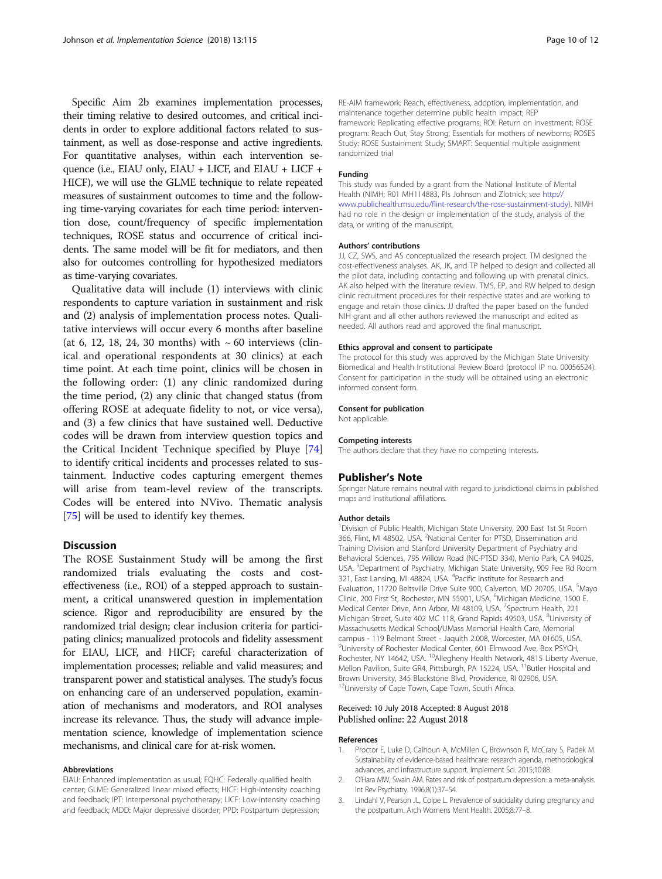Specific Aim 2b examines implementation processes, their timing relative to desired outcomes, and critical incidents in order to explore additional factors related to sustainment, as well as dose-response and active ingredients. For quantitative analyses, within each intervention sequence (i.e., EIAU only, EIAU + LICF, and EIAU + LICF + HICF), we will use the GLME technique to relate repeated measures of sustainment outcomes to time and the following time-varying covariates for each time period: intervention dose, count/frequency of specific implementation techniques, ROSE status and occurrence of critical incidents. The same model will be fit for mediators, and then also for outcomes controlling for hypothesized mediators as time-varying covariates.

Qualitative data will include (1) interviews with clinic respondents to capture variation in sustainment and risk and (2) analysis of implementation process notes. Qualitative interviews will occur every 6 months after baseline (at 6, 12, 18, 24, 30 months) with ~ 60 interviews (clinical and operational respondents at 30 clinics) at each time point. At each time point, clinics will be chosen in the following order: (1) any clinic randomized during the time period, (2) any clinic that changed status (from offering ROSE at adequate fidelity to not, or vice versa), and (3) a few clinics that have sustained well. Deductive codes will be drawn from interview question topics and the Critical Incident Technique specified by Pluye [74] to identify critical incidents and processes related to sustainment. Inductive codes capturing emergent themes will arise from team-level review of the transcripts. Codes will be entered into NVivo. Thematic analysis [75] will be used to identify key themes.

## Discussion

The ROSE Sustainment Study will be among the first randomized trials evaluating the costs and cost-effectiveness (i.e., ROI) of a stepped approach to sustainment, a critical unanswered question in implementation science. Rigor and reproducibility are ensured by the randomized trial design; clear inclusion criteria for participating clinics; manualized protocols and fidelity assessment for EIAU, LICF, and HICF; careful characterization of implementation processes; reliable and valid measures; and transparent power and statistical analyses. The study's focus on enhancing care of an underserved population, examination of mechanisms and moderators, and ROI analyses increase its relevance. Thus, the study will advance implementation science, knowledge of implementation science mechanisms, and clinical care for at-risk women.

### Abbreviations

EIAU: Enhanced implementation as usual; FQHC: Federally qualified health center; GLME: Generalized linear mixed effects; HICF: High-intensity coaching and feedback; IPT: Interpersonal psychotherapy; LICF: Low-intensity coaching and feedback; MDD: Major depressive disorder; PPD: Postpartum depression; RE-AIM framework: Reach, effectiveness, adoption, implementation, and maintenance together determine public health impact; REP framework: Replicating effective programs; ROI: Return on investment; ROSE program: Reach Out, Stay Strong, Essentials for mothers of newborns; ROSES Study: ROSE Sustainment Study; SMART: Sequential multiple assignment randomized trial

### Funding

This study was funded by a grant from the National Institute of Mental Health (NIMH; R01 MH114883, PIs Johnson and Zlotnick; see http://www.publichealth.msu.edu/flint-research/the-rose-sustainment-study). NIMH had no role in the design or implementation of the study, analysis of the data, or writing of the manuscript.

### Authors' contributions

JJ, CZ, SWS, and AS conceptualized the research project. TM designed the cost-effectiveness analyses. AK, JK, and TP helped to design and collected all the pilot data, including contacting and following up with prenatal clinics. AK also helped with the literature review. TMS, EP, and RW helped to design clinic recruitment procedures for their respective states and are working to engage and retain those clinics. JJ drafted the paper based on the funded NIH grant and all other authors reviewed the manuscript and edited as needed. All authors read and approved the final manuscript.

### Ethics approval and consent to participate

The protocol for this study was approved by the Michigan State University Biomedical and Health Institutional Review Board (protocol IP no. 00056524). Consent for participation in the study will be obtained using an electronic informed consent form.

### Consent for publication

Not applicable.

### Competing interests

The authors declare that they have no competing interests.

## Publisher's Note

Springer Nature remains neutral with regard to jurisdictional claims in published maps and institutional affiliations.

### Author details

[1]Division of Public Health, Michigan State University, 200 East 1st St Room 366, Flint, MI 48502, USA. [2]National Center for PTSD, Dissemination and Training Division and Stanford University Department of Psychiatry and Behavioral Sciences, 795 Willow Road (NC-PTSD 334), Menlo Park, CA 94025, USA. [3]Department of Psychiatry, Michigan State University, 909 Fee Rd Room 321, East Lansing, MI 48824, USA. [4]Pacific Institute for Research and Evaluation, 11720 Beltsville Drive Suite 900, Calverton, MD 20705, USA. [5]Mayo Clinic, 200 First St, Rochester, MN 55901, USA. [6]Michigan Medicine, 1500 E. Medical Center Drive, Ann Arbor, MI 48109, USA. [7]Spectrum Health, 221 Michigan Street, Suite 402 MC 118, Grand Rapids 49503, USA. [8]University of Massachusetts Medical School/UMass Memorial Health Care, Memorial campus - 119 Belmont Street - Jaquith 2.008, Worcester, MA 01605, USA. [9]University of Rochester Medical Center, 601 Elmwood Ave, Box PSYCH, Rochester, NY 14642, USA. [10]Allegheny Health Network, 4815 Liberty Avenue, Mellon Pavilion, Suite GR4, Pittsburgh, PA 15224, USA. [11]Butler Hospital and Brown University, 345 Blackstone Blvd, Providence, RI 02906, USA. [12]University of Cape Town, Cape Town, South Africa.

Received: 10 July 2018 Accepted: 8 August 2018
Published online: 22 August 2018

### References

1. Proctor E, Luke D, Calhoun A, McMillen C, Brownson R, McCrary S, Padek M. Sustainability of evidence-based healthcare: research agenda, methodological advances, and infrastructure support. Implement Sci. 2015;10:88.
2. O'Hara MW, Swain AM. Rates and risk of postpartum depression: a meta-analysis. Int Rev Psychiatry. 1996;8(1):37–54.
3. Lindahl V, Pearson JL, Colpe L. Prevalence of suicidality during pregnancy and the postpartum. Arch Womens Ment Health. 2005;8:77–8.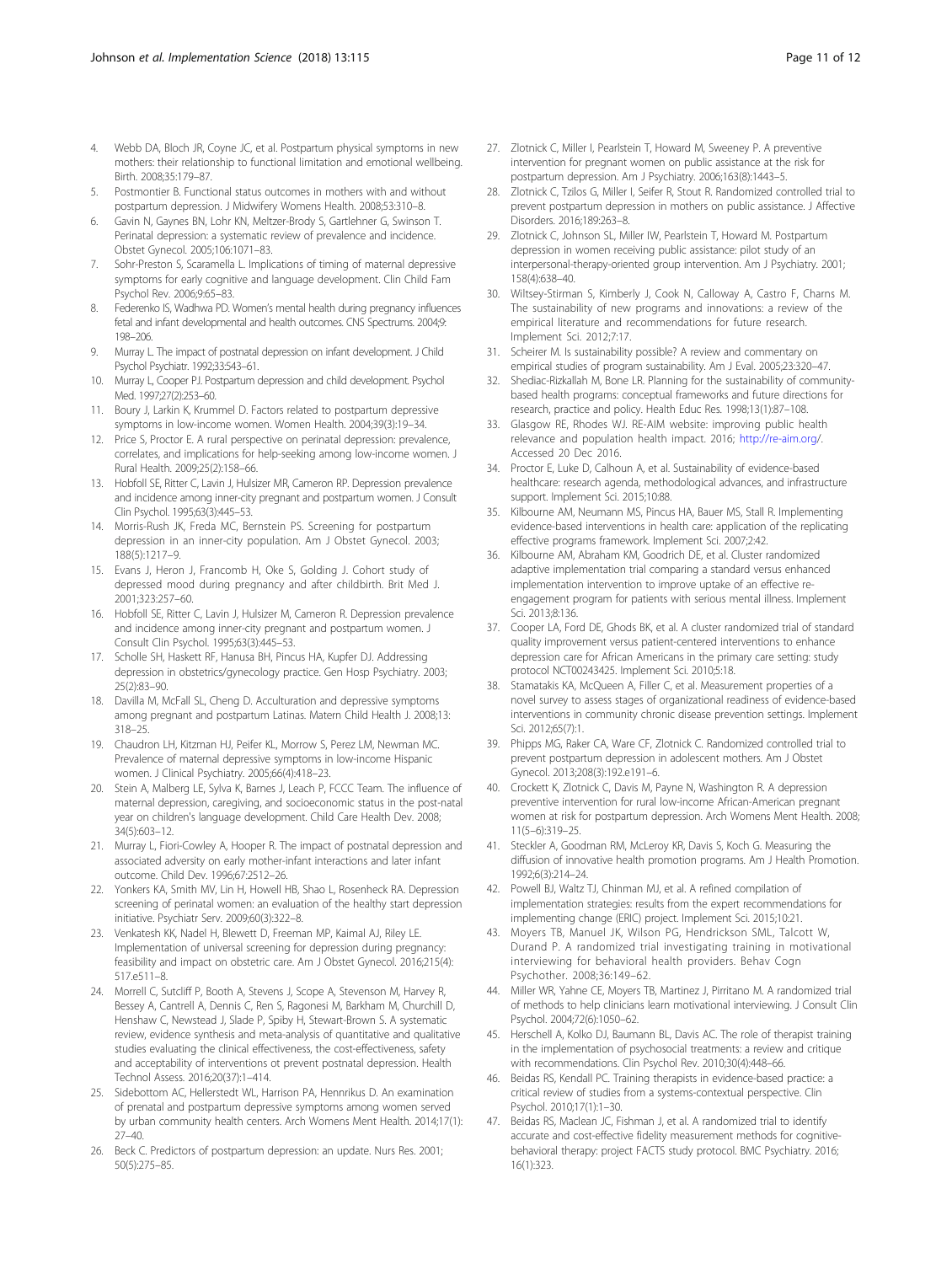4. Webb DA, Bloch JR, Coyne JC, et al. Postpartum physical symptoms in new mothers: their relationship to functional limitation and emotional wellbeing. Birth. 2008;35:179–87.
5. Postmontier B. Functional status outcomes in mothers with and without postpartum depression. J Midwifery Womens Health. 2008;53:310–8.
6. Gavin N, Gaynes BN, Lohr KN, Meltzer-Brody S, Gartlehner G, Swinson T. Perinatal depression: a systematic review of prevalence and incidence. Obstet Gynecol. 2005;106:1071–83.
7. Sohr-Preston S, Scaramella L. Implications of timing of maternal depressive symptoms for early cognitive and language development. Clin Child Fam Psychol Rev. 2006;9:65–83.
8. Federenko IS, Wadhwa PD. Women's mental health during pregnancy influences fetal and infant developmental and health outcomes. CNS Spectrums. 2004;9: 198–206.
9. Murray L. The impact of postnatal depression on infant development. J Child Psychol Psychiatr. 1992;33:543–61.
10. Murray L, Cooper PJ. Postpartum depression and child development. Psychol Med. 1997;27(2):253–60.
11. Boury J, Larkin K, Krummel D. Factors related to postpartum depressive symptoms in low-income women. Women Health. 2004;39(3):19–34.
12. Price S, Proctor E. A rural perspective on perinatal depression: prevalence, correlates, and implications for help-seeking among low-income women. J Rural Health. 2009;25(2):158–66.
13. Hobfoll SE, Ritter C, Lavin J, Hulsizer MR, Cameron RP. Depression prevalence and incidence among inner-city pregnant and postpartum women. J Consult Clin Psychol. 1995;63(3):445–53.
14. Morris-Rush JK, Freda MC, Bernstein PS. Screening for postpartum depression in an inner-city population. Am J Obstet Gynecol. 2003; 188(5):1217–9.
15. Evans J, Heron J, Francomb H, Oke S, Golding J. Cohort study of depressed mood during pregnancy and after childbirth. Brit Med J. 2001;323:257–60.
16. Hobfoll SE, Ritter C, Lavin J, Hulsizer M, Cameron R. Depression prevalence and incidence among inner-city pregnant and postpartum women. J Consult Clin Psychol. 1995;63(3):445–53.
17. Scholle SH, Haskett RF, Hanusa BH, Pincus HA, Kupfer DJ. Addressing depression in obstetrics/gynecology practice. Gen Hosp Psychiatry. 2003; 25(2):83–90.
18. Davilla M, McFall SL, Cheng D. Acculturation and depressive symptoms among pregnant and postpartum Latinas. Matern Child Health J. 2008;13: 318–25.
19. Chaudron LH, Kitzman HJ, Peifer KL, Morrow S, Perez LM, Newman MC. Prevalence of maternal depressive symptoms in low-income Hispanic women. J Clinical Psychiatry. 2005;66(4):418–23.
20. Stein A, Malberg LE, Sylva K, Barnes J, Leach P, FCCC Team. The influence of maternal depression, caregiving, and socioeconomic status in the post-natal year on children's language development. Child Care Health Dev. 2008; 34(5):603–12.
21. Murray L, Fiori-Cowley A, Hooper R. The impact of postnatal depression and associated adversity on early mother-infant interactions and later infant outcome. Child Dev. 1996;67:2512–26.
22. Yonkers KA, Smith MV, Lin H, Howell HB, Shao L, Rosenheck RA. Depression screening of perinatal women: an evaluation of the healthy start depression initiative. Psychiatr Serv. 2009;60(3):322–8.
23. Venkatesh KK, Nadel H, Blewett D, Freeman MP, Kaimal AJ, Riley LE. Implementation of universal screening for depression during pregnancy: feasibility and impact on obstetric care. Am J Obstet Gynecol. 2016;215(4): 517.e511–8.
24. Morrell C, Sutcliff P, Booth A, Stevens J, Scope A, Stevenson M, Harvey R, Bessey A, Cantrell A, Dennis C, Ren S, Ragonesi M, Barkham M, Churchill D, Henshaw C, Newstead J, Slade P, Spiby H, Stewart-Brown S. A systematic review, evidence synthesis and meta-analysis of quantitative and qualitative studies evaluating the clinical effectiveness, the cost-effectiveness, safety and acceptability of interventions ot prevent postnatal depression. Health Technol Assess. 2016;20(37):1–414.
25. Sidebottom AC, Hellerstedt WL, Harrison PA, Hennrikus D. An examination of prenatal and postpartum depressive symptoms among women served by urban community health centers. Arch Womens Ment Health. 2014;17(1): 27–40.
26. Beck C. Predictors of postpartum depression: an update. Nurs Res. 2001; 50(5):275–85.
27. Zlotnick C, Miller I, Pearlstein T, Howard M, Sweeney P. A preventive intervention for pregnant women on public assistance at the risk for postpartum depression. Am J Psychiatry. 2006;163(8):1443–5.
28. Zlotnick C, Tzilos G, Miller I, Seifer R, Stout R. Randomized controlled trial to prevent postpartum depression in mothers on public assistance. J Affective Disorders. 2016;189:263–8.
29. Zlotnick C, Johnson SL, Miller IW, Pearlstein T, Howard M. Postpartum depression in women receiving public assistance: pilot study of an interpersonal-therapy-oriented group intervention. Am J Psychiatry. 2001; 158(4):638–40.
30. Wiltsey-Stirman S, Kimberly J, Cook N, Calloway A, Castro F, Charns M. The sustainability of new programs and innovations: a review of the empirical literature and recommendations for future research. Implement Sci. 2012;7:17.
31. Scheirer M. Is sustainability possible? A review and commentary on empirical studies of program sustainability. Am J Eval. 2005;23:320–47.
32. Shediac-Rizkallah M, Bone LR. Planning for the sustainability of community-based health programs: conceptual frameworks and future directions for research, practice and policy. Health Educ Res. 1998;13(1):87–108.
33. Glasgow RE, Rhodes WJ. RE-AIM website: improving public health relevance and population health impact. 2016; http://re-aim.org/. Accessed 20 Dec 2016.
34. Proctor E, Luke D, Calhoun A, et al. Sustainability of evidence-based healthcare: research agenda, methodological advances, and infrastructure support. Implement Sci. 2015;10:88.
35. Kilbourne AM, Neumann MS, Pincus HA, Bauer MS, Stall R. Implementing evidence-based interventions in health care: application of the replicating effective programs framework. Implement Sci. 2007;2:42.
36. Kilbourne AM, Abraham KM, Goodrich DE, et al. Cluster randomized adaptive implementation trial comparing a standard versus enhanced implementation intervention to improve uptake of an effective re-engagement program for patients with serious mental illness. Implement Sci. 2013;8:136.
37. Cooper LA, Ford DE, Ghods BK, et al. A cluster randomized trial of standard quality improvement versus patient-centered interventions to enhance depression care for African Americans in the primary care setting: study protocol NCT00243425. Implement Sci. 2010;5:18.
38. Stamatakis KA, McQueen A, Filler C, et al. Measurement properties of a novel survey to assess stages of organizational readiness of evidence-based interventions in community chronic disease prevention settings. Implement Sci. 2012;65(7):1.
39. Phipps MG, Raker CA, Ware CF, Zlotnick C. Randomized controlled trial to prevent postpartum depression in adolescent mothers. Am J Obstet Gynecol. 2013;208(3):192.e191–6.
40. Crockett K, Zlotnick C, Davis M, Payne N, Washington R. A depression preventive intervention for rural low-income African-American pregnant women at risk for postpartum depression. Arch Womens Ment Health. 2008; 11(5–6):319–25.
41. Steckler A, Goodman RM, McLeroy KR, Davis S, Koch G. Measuring the diffusion of innovative health promotion programs. Am J Health Promotion. 1992;6(3):214–24.
42. Powell BJ, Waltz TJ, Chinman MJ, et al. A refined compilation of implementation strategies: results from the expert recommendations for implementing change (ERIC) project. Implement Sci. 2015;10:21.
43. Moyers TB, Manuel JK, Wilson PG, Hendrickson SML, Talcott W, Durand P. A randomized trial investigating training in motivational interviewing for behavioral health providers. Behav Cogn Psychother. 2008;36:149–62.
44. Miller WR, Yahne CE, Moyers TB, Martinez J, Pirritano M. A randomized trial of methods to help clinicians learn motivational interviewing. J Consult Clin Psychol. 2004;72(6):1050–62.
45. Herschell A, Kolko DJ, Baumann BL, Davis AC. The role of therapist training in the implementation of psychosocial treatments: a review and critique with recommendations. Clin Psychol Rev. 2010;30(4):448–66.
46. Beidas RS, Kendall PC. Training therapists in evidence-based practice: a critical review of studies from a systems-contextual perspective. Clin Psychol. 2010;17(1):1–30.
47. Beidas RS, Maclean JC, Fishman J, et al. A randomized trial to identify accurate and cost-effective fidelity measurement methods for cognitive-behavioral therapy: project FACTS study protocol. BMC Psychiatry. 2016; 16(1):323.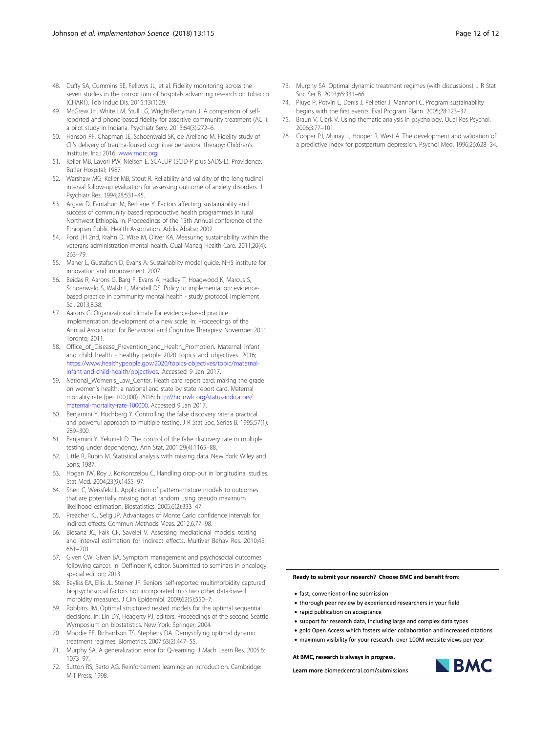48. Duffy SA, Cummins SE, Fellows JL, et al. Fidelity monitoring across the seven studies in the consortium of hospitals advancing research on tobacco (CHART). Tob Induc Dis. 2015;13(1):29.
49. McGrew JH, White LM, Stull LG, Wright-Berryman J. A comparison of self-reported and phone-based fidelity for assertive community treatment (ACT): a pilot study in Indiana. Psychiatr Serv. 2013;64(3):272–6.
50. Hanson RF, Chapman JE, Schoenwald SK, de Arellano M. Fidelity study of CII's delivery of trauma-foused cognitive behavioral therapy: Children's Institute, Inc.; 2016. www.mdrc.org.
51. Keller MB, Lavori PW, Nielsen E. SCALUP (SCID-P plus SADS-L). Providence: Butler Hospital; 1987.
52. Warshaw MG, Keller MB, Stout R. Reliability and validity of the longitudinal interval follow-up evaluation for assessing outcome of anxiety disorders. J Psychiatr Res. 1994;28:531–45.
53. Argaw D, Fantahun M, Berhane Y. Factors affecting sustainability and success of community based reproductive health programmes in rural Northwest Ethiopia. In: Proceedings of the 13th Annual conference of the Ethiopian Public Health Association. Addis Ababa; 2002.
54. Ford JH 2nd, Krahn D, Wise M, Oliver KA. Measuring sustainability within the veterans administration mental health. Qual Manag Health Care. 2011;20(4):263–79.
55. Maher L, Gustafson D, Evans A. Sustainablity model guide. NHS institute for innovation and improvement. 2007.
56. Beidas R, Aarons G, Barg F, Evans A, Hadley T, Hoagwood K, Marcus S, Schoenwald S, Walsh L, Mandell DS. Policy to implementation: evidence-based practice in community mental health - study protocol. Implement Sci. 2013;8:38.
57. Aarons G. Organizational climate for evidence-based practice implementation: development of a new scale. In: Proceedings of the Annual Association for Behavioral and Cognitive Therapies: November 2011. Toronto; 2011.
58. Office_of_Disease_Prevention_and_Health_Promotion. Maternal infant and child health - healthy people 2020 topics and objectives. 2016; https://www.healthypeople.gov/2020/topics-objectives/topic/maternal-infant-and-child-health/objectives. Accessed 9 Jan 2017.
59. National_Women's_Law_Center. Heath care report card: making the grade on women's health: a national and state by state report card. Maternal mortality rate (per 100,000). 2016; http://hrc.nwlc.org/status-indicators/maternal-mortality-rate-100000. Accessed 9 Jan 2017.
60. Benjamini Y, Hochberg Y. Controlling the false discovery rate: a practical and powerful approach to multiple testing. J R Stat Soc, Series B. 1995;57(1):289–300.
61. Banjamini Y, Yekutieli D. The control of the false discovery rate in multiple testing under dependency. Ann Stat. 2001;29(4):1165–88.
62. Little R, Rubin M. Statistical analysis with missing data. New York: Wiley and Sons; 1987.
63. Hogan JW, Roy J, Korkontzelou C. Handling drop-out in longitudinal studies. Stat Med. 2004;23(9):1455–97.
64. Shen C, Weissfeld L. Application of pattern-mixture models to outcomes that are potentially missing not at random using pseudo maximum likelihood estimation. Biostatistics. 2005;6(2):333–47.
65. Preacher KJ, Selig JP. Advantages of Monte Carlo confidence intervals for indirect effects. Commun Methods Meas. 2012;6:77–98.
66. Biesanz JC, Falk CF, Savelei V. Assessing mediational models: testing and interval estimation for indirect effects. Multivar Behav Res. 2010;45:661–701.
67. Given CW, Given BA. Symptom management and psychosocial outcomes following cancer. In: Oeffinger K, editor. Submitted to seminars in oncology, special edition; 2013.
68. Bayliss EA, Ellis JL, Steiner JF. Seniors' self-reported multimorbidity captured biopsychosocial factors not incorporated into two other data-based morbidity measures. J Clin Epidemiol. 2009;62(5):550–7.
69. Robbins JM. Optimal structured nested models for the optimal sequential decisions. In: Lin DY, Heagerty PJ, editors. Proceedings of the second Seattle Wymposium on biostatistics. New York: Springer; 2004.
70. Moodie EE, Richardson TS, Stephens DA. Demystifying optimal dynamic treatment regimes. Biometrics. 2007;63(2):447–55.
71. Murphy SA. A generalization error for Q-learning. J Mach Learn Res. 2005;6:1073–97.
72. Sutton RS, Barto AG. Reinforcement learning: an introduction. Cambridge: MIT Press; 1998.
73. Murphy SA. Optimal dynamic treatment regimes (with discussions). J R Stat Soc Ser B. 2003;65:331–66.
74. Pluye P, Potvin L, Denis J, Pelletier J, Mannoni C. Program sustainability begins with the first events. Eval Program Plann. 2005;28:123–37.
75. Braun V, Clark V. Using thematic analysis in psychology. Qual Res Psychol. 2006;3:77–101.
76. Cooper PJ, Murray L, Hooper R, West A. The development and validation of a predictive index for postpartum depression. Psychol Med. 1996;26:628–34.

**Ready to submit your research? Choose BMC and benefit from:**

- fast, convenient online submission
- thorough peer review by experienced researchers in your field
- rapid publication on acceptance
- support for research data, including large and complex data types
- gold Open Access which fosters wider collaboration and increased citations
- maximum visibility for your research: over 100M website views per year

**At BMC, research is always in progress.**

**Learn more** biomedcentral.com/submissions

BMC